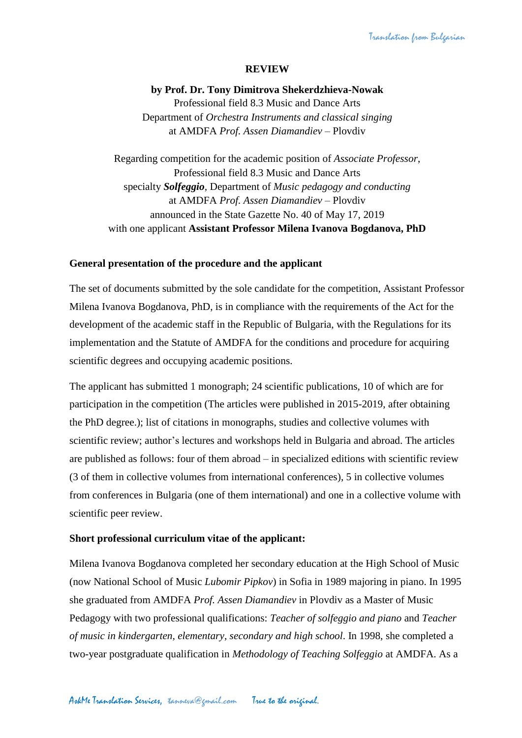**REVIEW**

**by Prof. Dr. Tony Dimitrova Shekerdzhieva-Nowak**
Professional field 8.3 Music and Dance Arts
Department of *Orchestra Instruments and classical singing*
at AMDFA *Prof. Assen Diamandiev* – Plovdiv

Regarding competition for the academic position of *Associate Professor*,
Professional field 8.3 Music and Dance Arts
specialty ***Solfeggio***, Department of *Music pedagogy and conducting*
at AMDFA *Prof. Assen Diamandiev* – Plovdiv
announced in the State Gazette No. 40 of May 17, 2019
with one applicant **Assistant Professor Milena Ivanova Bogdanova, PhD**

**General presentation of the procedure and the applicant**

The set of documents submitted by the sole candidate for the competition, Assistant Professor Milena Ivanova Bogdanova, PhD, is in compliance with the requirements of the Act for the development of the academic staff in the Republic of Bulgaria, with the Regulations for its implementation and the Statute of AMDFA for the conditions and procedure for acquiring scientific degrees and occupying academic positions.

The applicant has submitted 1 monograph; 24 scientific publications, 10 of which are for participation in the competition (The articles were published in 2015-2019, after obtaining the PhD degree.); list of citations in monographs, studies and collective volumes with scientific review; author's lectures and workshops held in Bulgaria and abroad. The articles are published as follows: four of them abroad – in specialized editions with scientific review (3 of them in collective volumes from international conferences), 5 in collective volumes from conferences in Bulgaria (one of them international) and one in a collective volume with scientific peer review.

**Short professional curriculum vitae of the applicant:**

Milena Ivanova Bogdanova completed her secondary education at the High School of Music (now National School of Music *Lubomir Pipkov*) in Sofia in 1989 majoring in piano. In 1995 she graduated from AMDFA *Prof. Assen Diamandiev* in Plovdiv as a Master of Music Pedagogy with two professional qualifications: *Teacher of solfeggio and piano* and *Teacher of music in kindergarten, elementary, secondary and high school*. In 1998, she completed a two-year postgraduate qualification in *Methodology of Teaching Solfeggio* at AMDFA. As a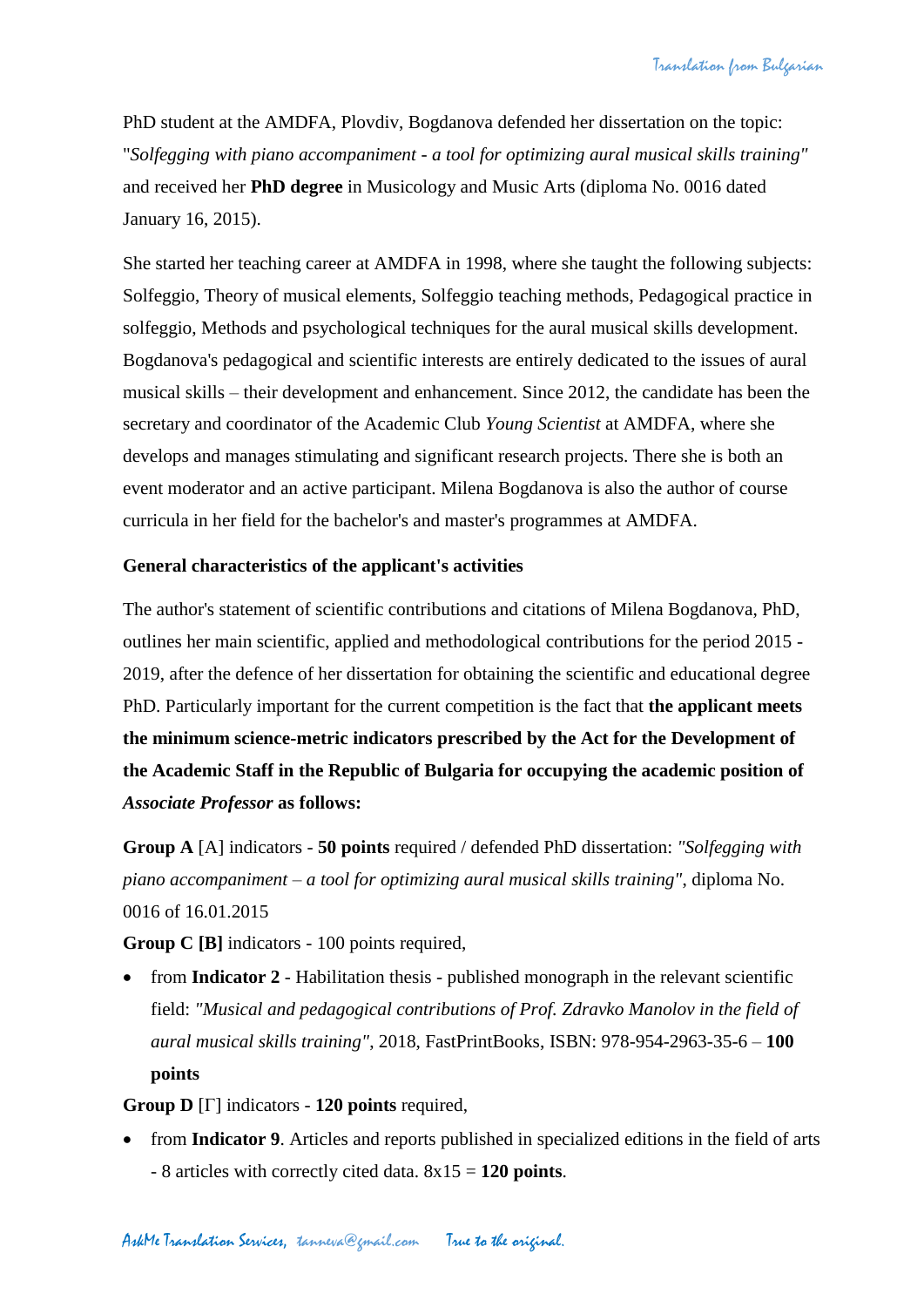PhD student at the AMDFA, Plovdiv, Bogdanova defended her dissertation on the topic: "*Solfegging with piano accompaniment - a tool for optimizing aural musical skills training"* and received her **PhD degree** in Musicology and Music Arts (diploma No. 0016 dated January 16, 2015).

She started her teaching career at AMDFA in 1998, where she taught the following subjects: Solfeggio, Theory of musical elements, Solfeggio teaching methods, Pedagogical practice in solfeggio, Methods and psychological techniques for the aural musical skills development. Bogdanova's pedagogical and scientific interests are entirely dedicated to the issues of aural musical skills – their development and enhancement. Since 2012, the candidate has been the secretary and coordinator of the Academic Club *Young Scientist* at AMDFA, where she develops and manages stimulating and significant research projects. There she is both an event moderator and an active participant. Milena Bogdanova is also the author of course curricula in her field for the bachelor's and master's programmes at AMDFA.

**General characteristics of the applicant's activities**

The author's statement of scientific contributions and citations of Milena Bogdanova, PhD, outlines her main scientific, applied and methodological contributions for the period 2015 - 2019, after the defence of her dissertation for obtaining the scientific and educational degree PhD. Particularly important for the current competition is the fact that **the applicant meets the minimum science-metric indicators prescribed by the Act for the Development of the Academic Staff in the Republic of Bulgaria for occupying the academic position of *Associate Professor* as follows:**

**Group A** [A] indicators - **50 points** required / defended PhD dissertation: *"Solfegging with piano accompaniment – a tool for optimizing aural musical skills training"*, diploma No. 0016 of 16.01.2015

**Group C [B]** indicators - 100 points required,

- from **Indicator 2** - Habilitation thesis - published monograph in the relevant scientific field: *"Musical and pedagogical contributions of Prof. Zdravko Manolov in the field of aural musical skills training"*, 2018, FastPrintBooks, ISBN: 978-954-2963-35-6 – **100 points**

**Group D** [Г] indicators - **120 points** required,

- from **Indicator 9**. Articles and reports published in specialized editions in the field of arts - 8 articles with correctly cited data. 8x15 = **120 points**.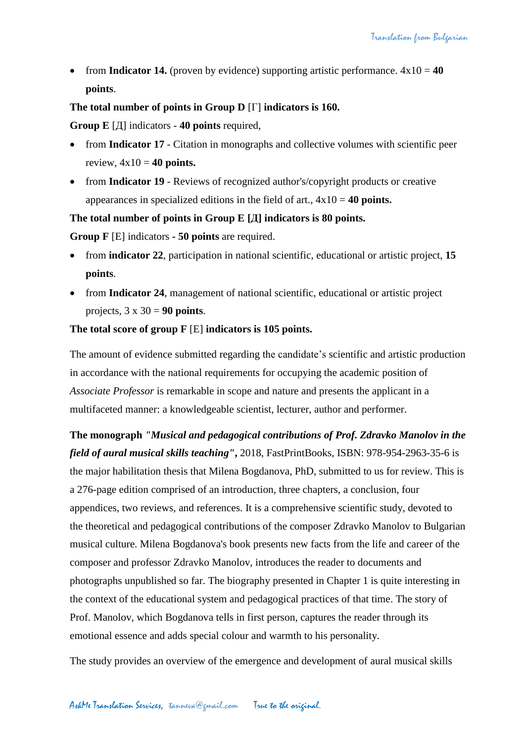- from **Indicator 14.** (proven by evidence) supporting artistic performance. 4x10 = **40 points**.

**The total number of points in Group D** [Г] **indicators is 160.**

**Group E** [Д] indicators - **40 points** required,

- from **Indicator 17** - Citation in monographs and collective volumes with scientific peer review, 4x10 = **40 points.**
- from **Indicator 19** - Reviews of recognized author's/copyright products or creative appearances in specialized editions in the field of art., 4x10 = **40 points.**

**The total number of points in Group E [Д] indicators is 80 points.**

**Group F** [E] indicators **- 50 points** are required.

- from **indicator 22**, participation in national scientific, educational or artistic project, **15 points**.
- from **Indicator 24**, management of national scientific, educational or artistic project projects, 3 x 30 = **90 points**.

**The total score of group F** [E] **indicators is 105 points.**

The amount of evidence submitted regarding the candidate's scientific and artistic production in accordance with the national requirements for occupying the academic position of *Associate Professor* is remarkable in scope and nature and presents the applicant in a multifaceted manner: a knowledgeable scientist, lecturer, author and performer.

**The monograph *"Musical and pedagogical contributions of Prof. Zdravko Manolov in the field of aural musical skills teaching",*** 2018, FastPrintBooks, ISBN: 978-954-2963-35-6 is the major habilitation thesis that Milena Bogdanova, PhD, submitted to us for review. This is a 276-page edition comprised of an introduction, three chapters, a conclusion, four appendices, two reviews, and references. It is a comprehensive scientific study, devoted to the theoretical and pedagogical contributions of the composer Zdravko Manolov to Bulgarian musical culture. Milena Bogdanova's book presents new facts from the life and career of the composer and professor Zdravko Manolov, introduces the reader to documents and photographs unpublished so far. The biography presented in Chapter 1 is quite interesting in the context of the educational system and pedagogical practices of that time. The story of Prof. Manolov, which Bogdanova tells in first person, captures the reader through its emotional essence and adds special colour and warmth to his personality.

The study provides an overview of the emergence and development of aural musical skills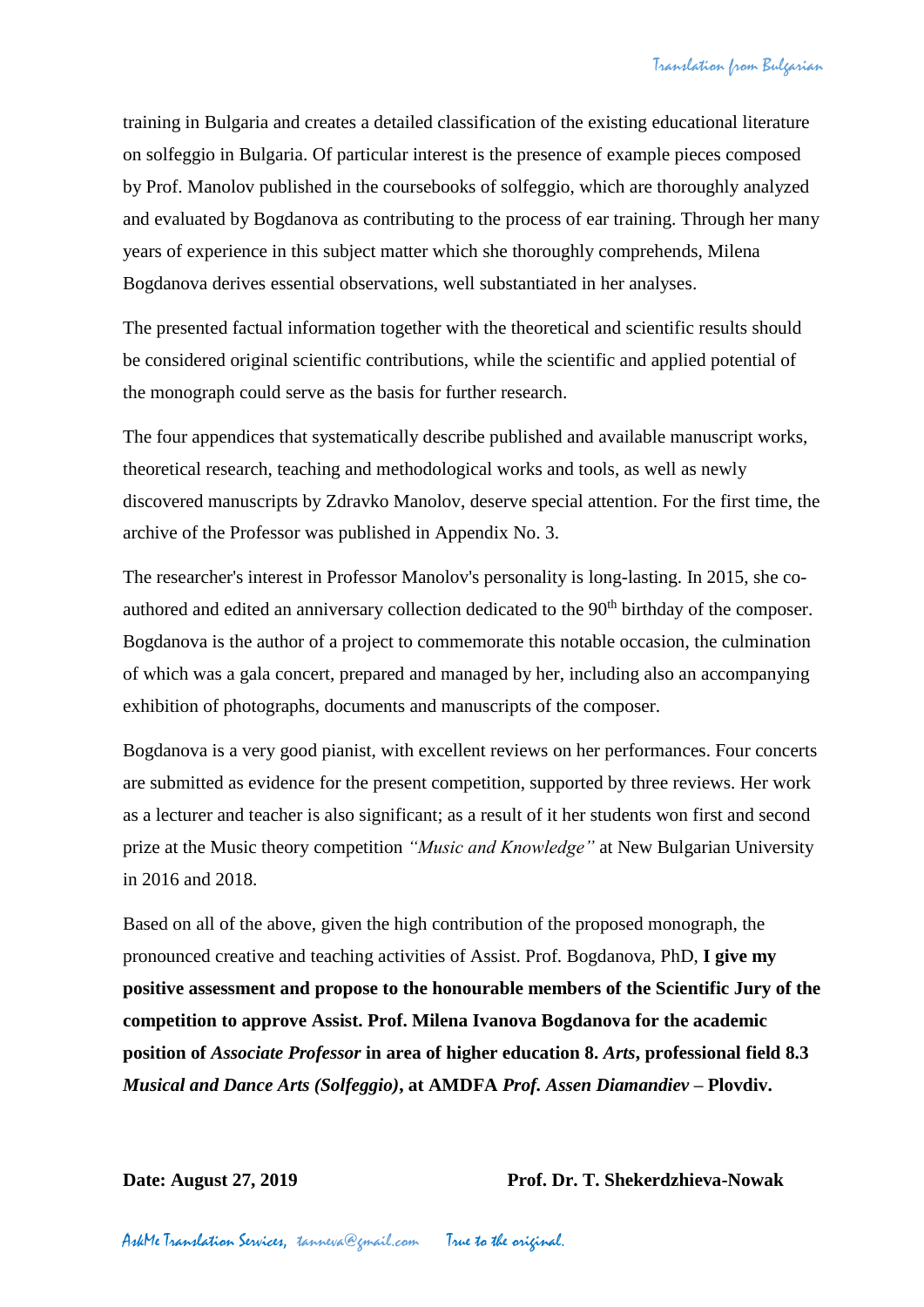training in Bulgaria and creates a detailed classification of the existing educational literature on solfeggio in Bulgaria. Of particular interest is the presence of example pieces composed by Prof. Manolov published in the coursebooks of solfeggio, which are thoroughly analyzed and evaluated by Bogdanova as contributing to the process of ear training. Through her many years of experience in this subject matter which she thoroughly comprehends, Milena Bogdanova derives essential observations, well substantiated in her analyses.

The presented factual information together with the theoretical and scientific results should be considered original scientific contributions, while the scientific and applied potential of the monograph could serve as the basis for further research.

The four appendices that systematically describe published and available manuscript works, theoretical research, teaching and methodological works and tools, as well as newly discovered manuscripts by Zdravko Manolov, deserve special attention. For the first time, the archive of the Professor was published in Appendix No. 3.

The researcher's interest in Professor Manolov's personality is long-lasting. In 2015, she co-authored and edited an anniversary collection dedicated to the 90th birthday of the composer. Bogdanova is the author of a project to commemorate this notable occasion, the culmination of which was a gala concert, prepared and managed by her, including also an accompanying exhibition of photographs, documents and manuscripts of the composer.

Bogdanova is a very good pianist, with excellent reviews on her performances. Four concerts are submitted as evidence for the present competition, supported by three reviews. Her work as a lecturer and teacher is also significant; as a result of it her students won first and second prize at the Music theory competition *"Music and Knowledge"* at New Bulgarian University in 2016 and 2018.

Based on all of the above, given the high contribution of the proposed monograph, the pronounced creative and teaching activities of Assist. Prof. Bogdanova, PhD, **I give my positive assessment and propose to the honourable members of the Scientific Jury of the competition to approve Assist. Prof. Milena Ivanova Bogdanova for the academic position of *Associate Professor* in area of higher education 8. *Arts*, professional field 8.3 *Musical and Dance Arts (Solfeggio)*, at AMDFA *Prof. Assen Diamandiev* – Plovdiv.**

**Date: August 27, 2019** **Prof. Dr. T. Shekerdzhieva-Nowak**